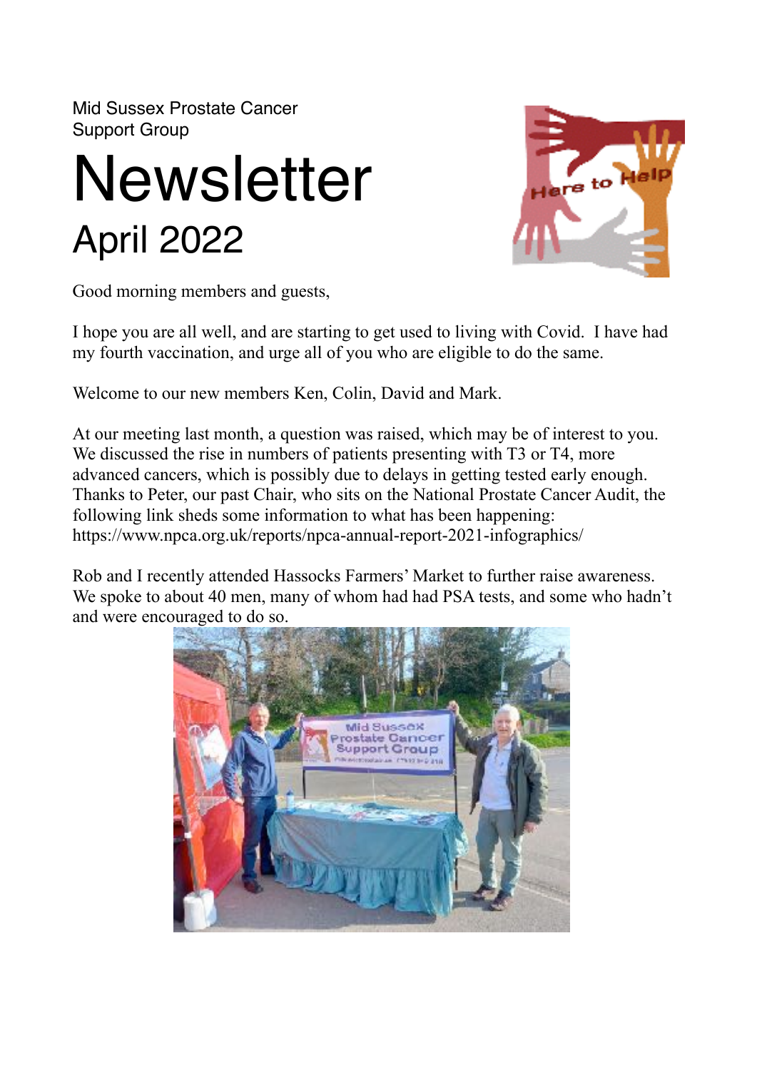Mid Sussex Prostate Cancer Support Group

# Newsletter

## April 2022

Good morning members and guests,

I hope you are all well, and are starting to get used to living with Covid. I have had my fourth vaccination, and urge all of you who are eligible to do the same.

Welcome to our new members Ken, Colin, David and Mark.

At our meeting last month, a question was raised, which may be of interest to you. We discussed the rise in numbers of patients presenting with T3 or T4, more advanced cancers, which is possibly due to delays in getting tested early enough. Thanks to Peter, our past Chair, who sits on the National Prostate Cancer Audit, the following link sheds some information to what has been happening: https://www.npca.org.uk/reports/npca-annual-report-2021-infographics/

Rob and I recently attended Hassocks Farmers' Market to further raise awareness. We spoke to about 40 men, many of whom had had PSA tests, and some who hadn't and were encouraged to do so.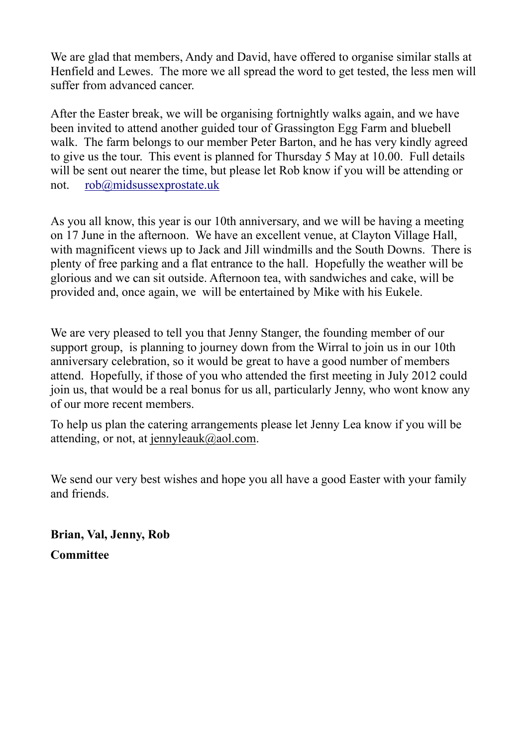We are glad that members, Andy and David, have offered to organise similar stalls at Henfield and Lewes. The more we all spread the word to get tested, the less men will suffer from advanced cancer.

After the Easter break, we will be organising fortnightly walks again, and we have been invited to attend another guided tour of Grassington Egg Farm and bluebell walk. The farm belongs to our member Peter Barton, and he has very kindly agreed to give us the tour. This event is planned for Thursday 5 May at 10.00. Full details will be sent out nearer the time, but please let Rob know if you will be attending or not. rob@midsussexprostate.uk

As you all know, this year is our 10th anniversary, and we will be having a meeting on 17 June in the afternoon. We have an excellent venue, at Clayton Village Hall, with magnificent views up to Jack and Jill windmills and the South Downs. There is plenty of free parking and a flat entrance to the hall. Hopefully the weather will be glorious and we can sit outside. Afternoon tea, with sandwiches and cake, will be provided and, once again, we will be entertained by Mike with his Eukele.

We are very pleased to tell you that Jenny Stanger, the founding member of our support group, is planning to journey down from the Wirral to join us in our 10th anniversary celebration, so it would be great to have a good number of members attend. Hopefully, if those of you who attended the first meeting in July 2012 could join us, that would be a real bonus for us all, particularly Jenny, who wont know any of our more recent members.

To help us plan the catering arrangements please let Jenny Lea know if you will be attending, or not, at jennyleauk@aol.com.

We send our very best wishes and hope you all have a good Easter with your family and friends.

**Brian, Val, Jenny, Rob**

**Committee**